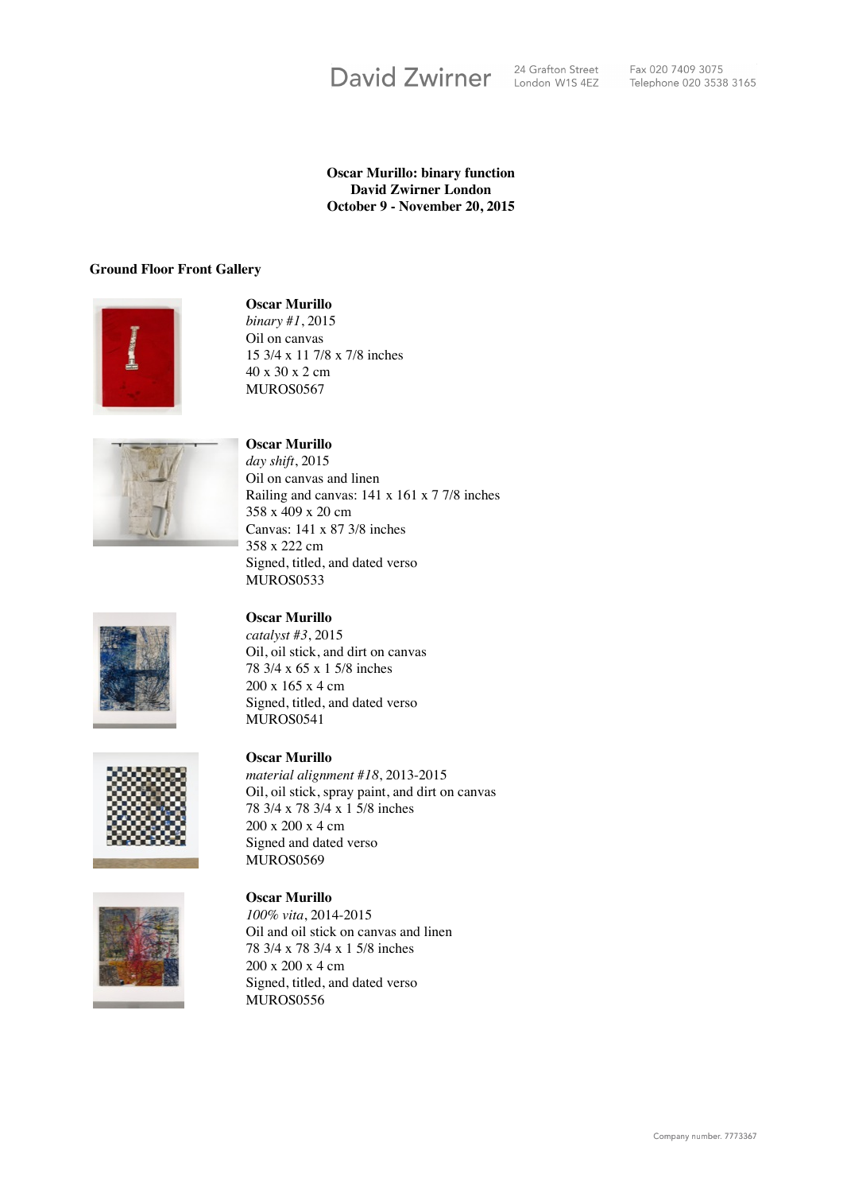David Zwirner | 24 Grafton Street London W1S 4EZ | Fax 020 7409 3075 Telephone 020 3538 3165

**Oscar Murillo: binary function**
**David Zwirner London**
**October 9 - November 20, 2015**

### Ground Floor Front Gallery

**Oscar Murillo**
*binary #1*, 2015
Oil on canvas
15 3/4 x 11 7/8 x 7/8 inches
40 x 30 x 2 cm
MUROS0567

**Oscar Murillo**
*day shift*, 2015
Oil on canvas and linen
Railing and canvas: 141 x 161 x 7 7/8 inches
358 x 409 x 20 cm
Canvas: 141 x 87 3/8 inches
358 x 222 cm
Signed, titled, and dated verso
MUROS0533

**Oscar Murillo**
*catalyst #3*, 2015
Oil, oil stick, and dirt on canvas
78 3/4 x 65 x 1 5/8 inches
200 x 165 x 4 cm
Signed, titled, and dated verso
MUROS0541

**Oscar Murillo**
*material alignment #18*, 2013-2015
Oil, oil stick, spray paint, and dirt on canvas
78 3/4 x 78 3/4 x 1 5/8 inches
200 x 200 x 4 cm
Signed and dated verso
MUROS0569

**Oscar Murillo**
*100% vita*, 2014-2015
Oil and oil stick on canvas and linen
78 3/4 x 78 3/4 x 1 5/8 inches
200 x 200 x 4 cm
Signed, titled, and dated verso
MUROS0556

Company number. 7773367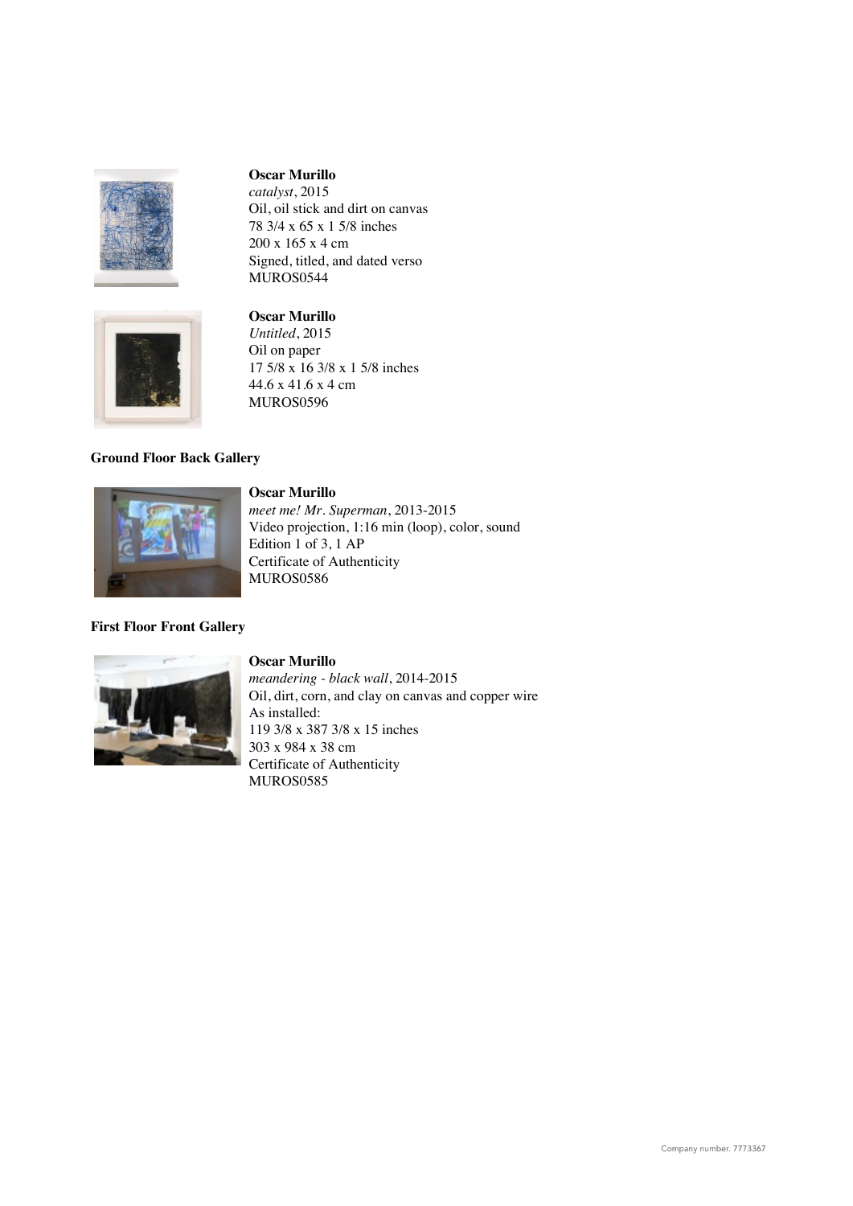**Oscar Murillo**
*catalyst*, 2015
Oil, oil stick and dirt on canvas
78 3/4 x 65 x 1 5/8 inches
200 x 165 x 4 cm
Signed, titled, and dated verso
MUROS0544

**Oscar Murillo**
*Untitled*, 2015
Oil on paper
17 5/8 x 16 3/8 x 1 5/8 inches
44.6 x 41.6 x 4 cm
MUROS0596

**Ground Floor Back Gallery**

**Oscar Murillo**
*meet me! Mr. Superman*, 2013-2015
Video projection, 1:16 min (loop), color, sound
Edition 1 of 3, 1 AP
Certificate of Authenticity
MUROS0586

**First Floor Front Gallery**

**Oscar Murillo**
*meandering - black wall*, 2014-2015
Oil, dirt, corn, and clay on canvas and copper wire
As installed:
119 3/8 x 387 3/8 x 15 inches
303 x 984 x 38 cm
Certificate of Authenticity
MUROS0585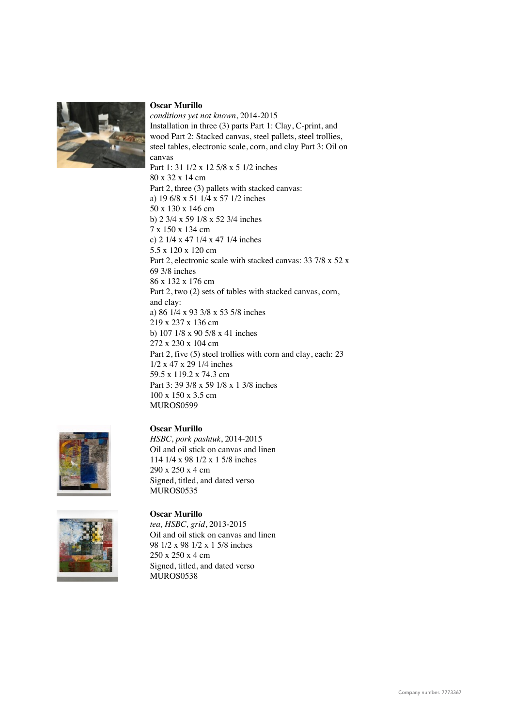**Oscar Murillo**
*conditions yet not known*, 2014-2015
Installation in three (3) parts Part 1: Clay, C-print, and wood Part 2: Stacked canvas, steel pallets, steel trollies, steel tables, electronic scale, corn, and clay Part 3: Oil on canvas
Part 1: 31 1/2 x 12 5/8 x 5 1/2 inches
80 x 32 x 14 cm
Part 2, three (3) pallets with stacked canvas:
a) 19 6/8 x 51 1/4 x 57 1/2 inches
50 x 130 x 146 cm
b) 2 3/4 x 59 1/8 x 52 3/4 inches
7 x 150 x 134 cm
c) 2 1/4 x 47 1/4 x 47 1/4 inches
5.5 x 120 x 120 cm
Part 2, electronic scale with stacked canvas: 33 7/8 x 52 x 69 3/8 inches
86 x 132 x 176 cm
Part 2, two (2) sets of tables with stacked canvas, corn, and clay:
a) 86 1/4 x 93 3/8 x 53 5/8 inches
219 x 237 x 136 cm
b) 107 1/8 x 90 5/8 x 41 inches
272 x 230 x 104 cm
Part 2, five (5) steel trollies with corn and clay, each: 23 1/2 x 47 x 29 1/4 inches
59.5 x 119.2 x 74.3 cm
Part 3: 39 3/8 x 59 1/8 x 1 3/8 inches
100 x 150 x 3.5 cm
MUROS0599

**Oscar Murillo**
*HSBC, pork pashtuk*, 2014-2015
Oil and oil stick on canvas and linen
114 1/4 x 98 1/2 x 1 5/8 inches
290 x 250 x 4 cm
Signed, titled, and dated verso
MUROS0535

**Oscar Murillo**
*tea, HSBC, grid*, 2013-2015
Oil and oil stick on canvas and linen
98 1/2 x 98 1/2 x 1 5/8 inches
250 x 250 x 4 cm
Signed, titled, and dated verso
MUROS0538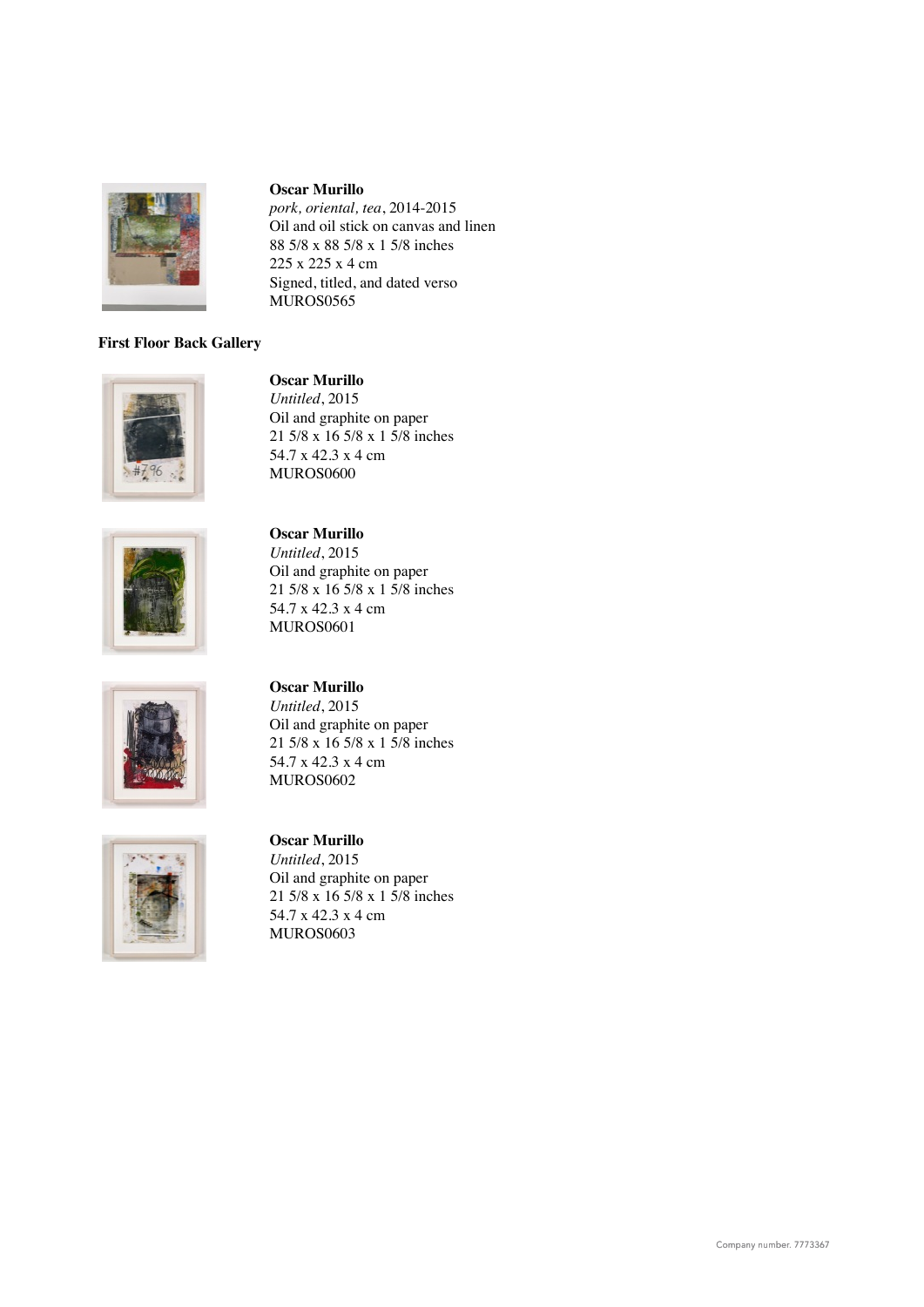**Oscar Murillo**
*pork, oriental, tea*, 2014-2015
Oil and oil stick on canvas and linen
88 5/8 x 88 5/8 x 1 5/8 inches
225 x 225 x 4 cm
Signed, titled, and dated verso
MUROS0565

**First Floor Back Gallery**

**Oscar Murillo**
*Untitled*, 2015
Oil and graphite on paper
21 5/8 x 16 5/8 x 1 5/8 inches
54.7 x 42.3 x 4 cm
MUROS0600

**Oscar Murillo**
*Untitled*, 2015
Oil and graphite on paper
21 5/8 x 16 5/8 x 1 5/8 inches
54.7 x 42.3 x 4 cm
MUROS0601

**Oscar Murillo**
*Untitled*, 2015
Oil and graphite on paper
21 5/8 x 16 5/8 x 1 5/8 inches
54.7 x 42.3 x 4 cm
MUROS0602

**Oscar Murillo**
*Untitled*, 2015
Oil and graphite on paper
21 5/8 x 16 5/8 x 1 5/8 inches
54.7 x 42.3 x 4 cm
MUROS0603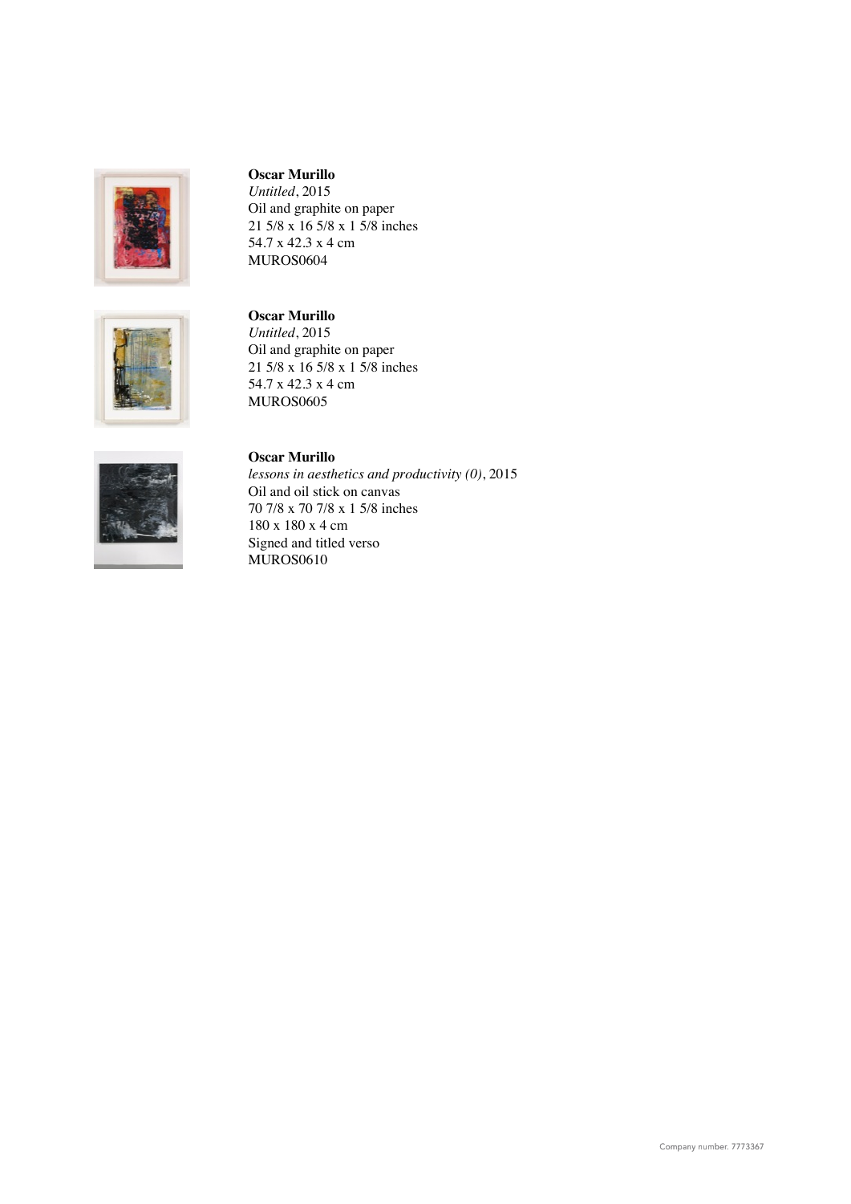**Oscar Murillo**
*Untitled*, 2015
Oil and graphite on paper
21 5/8 x 16 5/8 x 1 5/8 inches
54.7 x 42.3 x 4 cm
MUROS0604

**Oscar Murillo**
*Untitled*, 2015
Oil and graphite on paper
21 5/8 x 16 5/8 x 1 5/8 inches
54.7 x 42.3 x 4 cm
MUROS0605

**Oscar Murillo**
*lessons in aesthetics and productivity (0)*, 2015
Oil and oil stick on canvas
70 7/8 x 70 7/8 x 1 5/8 inches
180 x 180 x 4 cm
Signed and titled verso
MUROS0610